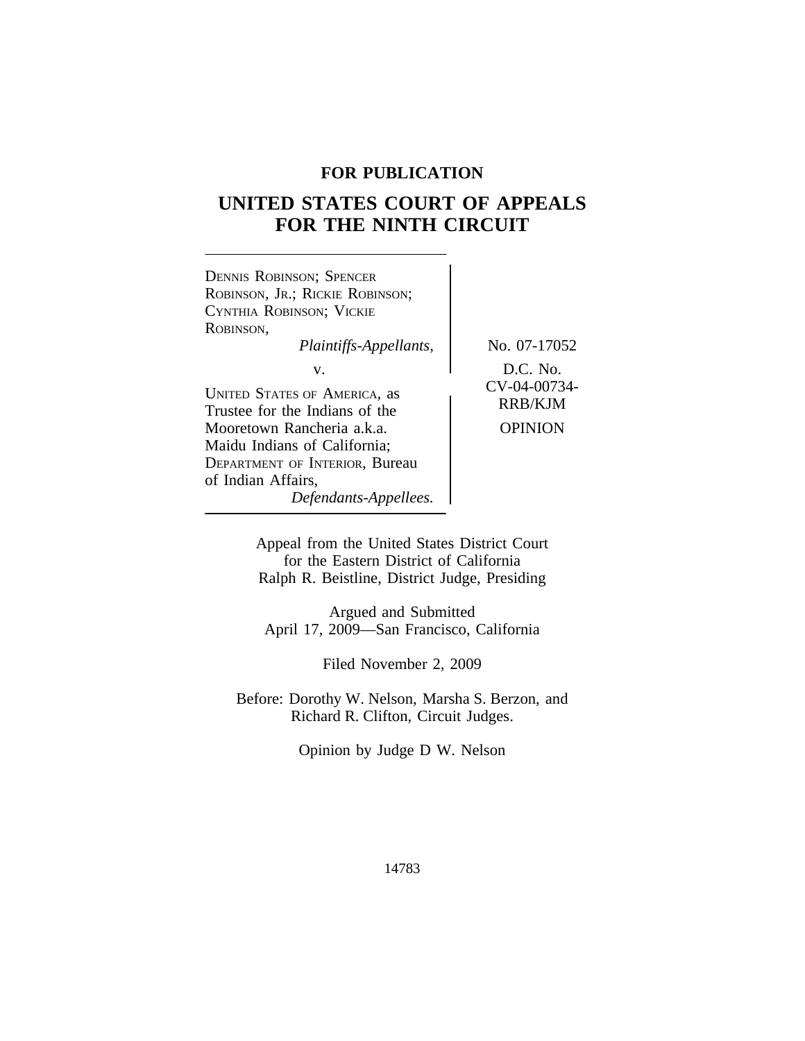**FOR PUBLICATION**

# UNITED STATES COURT OF APPEALS FOR THE NINTH CIRCUIT

DENNIS ROBINSON; SPENCER ROBINSON, JR.; RICKIE ROBINSON; CYNTHIA ROBINSON; VICKIE ROBINSON,
*Plaintiffs-Appellants,*

v.

UNITED STATES OF AMERICA, as Trustee for the Indians of the Mooretown Rancheria a.k.a. Maidu Indians of California; DEPARTMENT OF INTERIOR, Bureau of Indian Affairs,
*Defendants-Appellees.*

No. 07-17052

D.C. No. CV-04-00734-RRB/KJM

OPINION

Appeal from the United States District Court for the Eastern District of California
Ralph R. Beistline, District Judge, Presiding

Argued and Submitted
April 17, 2009—San Francisco, California

Filed November 2, 2009

Before: Dorothy W. Nelson, Marsha S. Berzon, and Richard R. Clifton, Circuit Judges.

Opinion by Judge D W. Nelson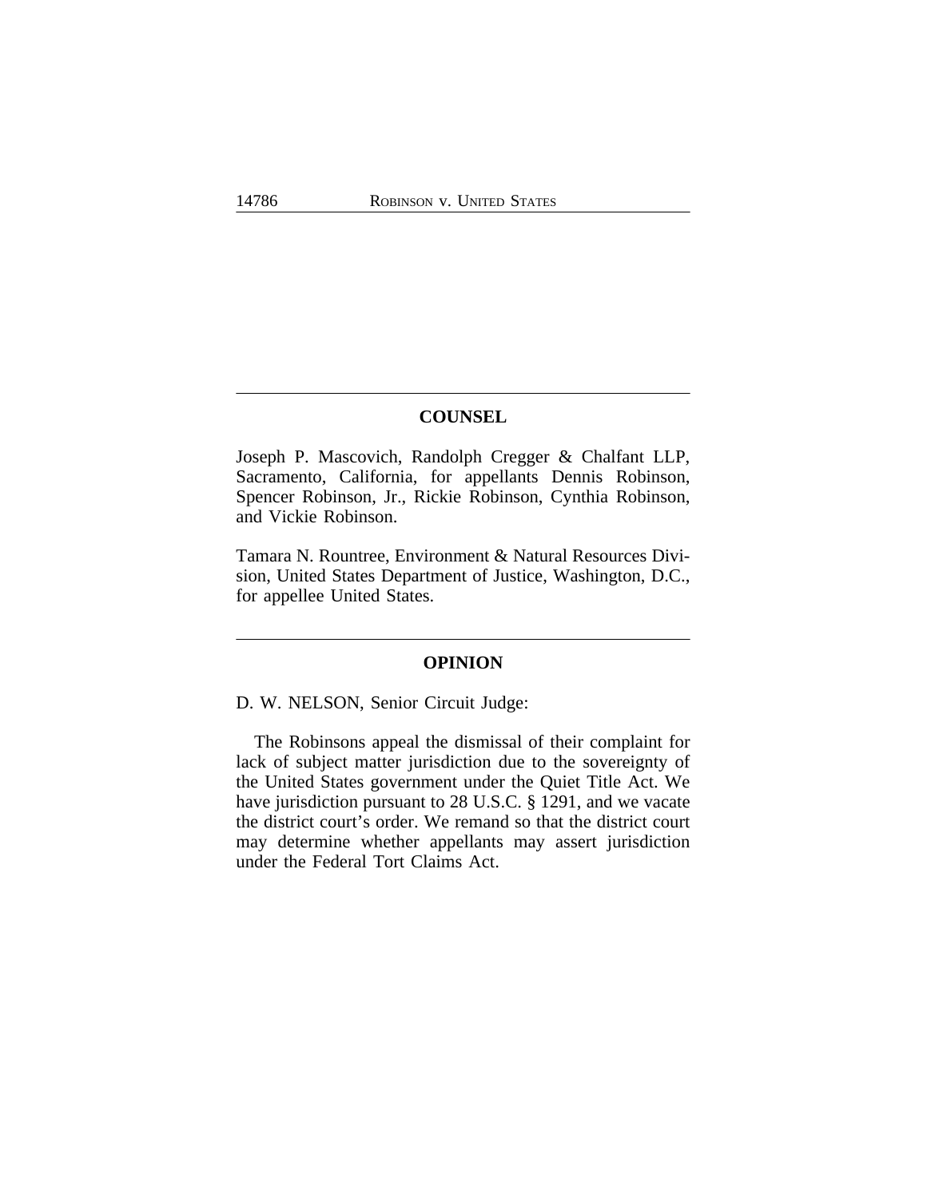## COUNSEL

Joseph P. Mascovich, Randolph Cregger & Chalfant LLP, Sacramento, California, for appellants Dennis Robinson, Spencer Robinson, Jr., Rickie Robinson, Cynthia Robinson, and Vickie Robinson.

Tamara N. Rountree, Environment & Natural Resources Division, United States Department of Justice, Washington, D.C., for appellee United States.

## OPINION

D. W. NELSON, Senior Circuit Judge:

The Robinsons appeal the dismissal of their complaint for lack of subject matter jurisdiction due to the sovereignty of the United States government under the Quiet Title Act. We have jurisdiction pursuant to 28 U.S.C. § 1291, and we vacate the district court's order. We remand so that the district court may determine whether appellants may assert jurisdiction under the Federal Tort Claims Act.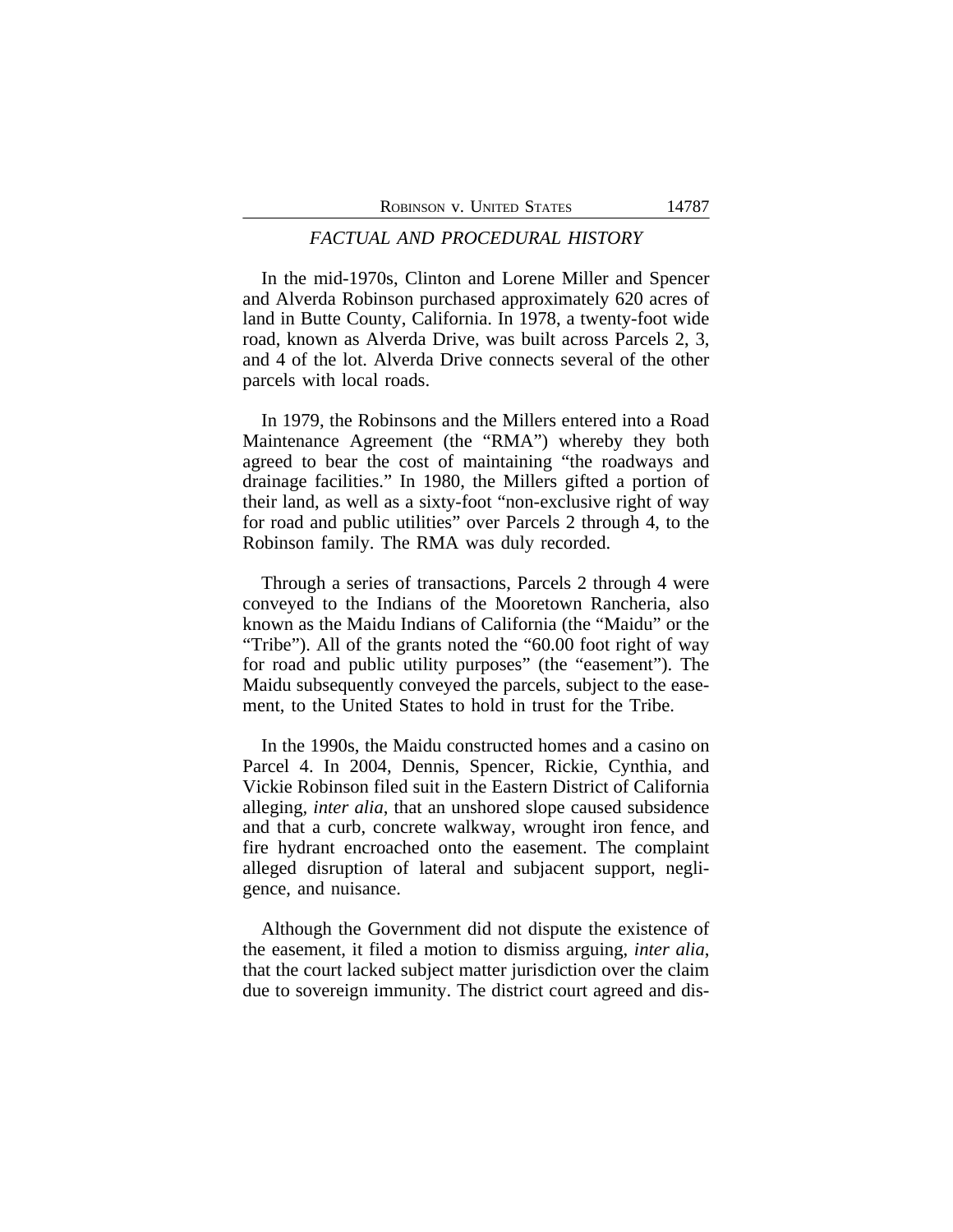## *FACTUAL AND PROCEDURAL HISTORY*

In the mid-1970s, Clinton and Lorene Miller and Spencer and Alverda Robinson purchased approximately 620 acres of land in Butte County, California. In 1978, a twenty-foot wide road, known as Alverda Drive, was built across Parcels 2, 3, and 4 of the lot. Alverda Drive connects several of the other parcels with local roads.

In 1979, the Robinsons and the Millers entered into a Road Maintenance Agreement (the "RMA") whereby they both agreed to bear the cost of maintaining "the roadways and drainage facilities." In 1980, the Millers gifted a portion of their land, as well as a sixty-foot "non-exclusive right of way for road and public utilities" over Parcels 2 through 4, to the Robinson family. The RMA was duly recorded.

Through a series of transactions, Parcels 2 through 4 were conveyed to the Indians of the Mooretown Rancheria, also known as the Maidu Indians of California (the "Maidu" or the "Tribe"). All of the grants noted the "60.00 foot right of way for road and public utility purposes" (the "easement"). The Maidu subsequently conveyed the parcels, subject to the easement, to the United States to hold in trust for the Tribe.

In the 1990s, the Maidu constructed homes and a casino on Parcel 4. In 2004, Dennis, Spencer, Rickie, Cynthia, and Vickie Robinson filed suit in the Eastern District of California alleging, *inter alia*, that an unshored slope caused subsidence and that a curb, concrete walkway, wrought iron fence, and fire hydrant encroached onto the easement. The complaint alleged disruption of lateral and subjacent support, negligence, and nuisance.

Although the Government did not dispute the existence of the easement, it filed a motion to dismiss arguing, *inter alia*, that the court lacked subject matter jurisdiction over the claim due to sovereign immunity. The district court agreed and dis-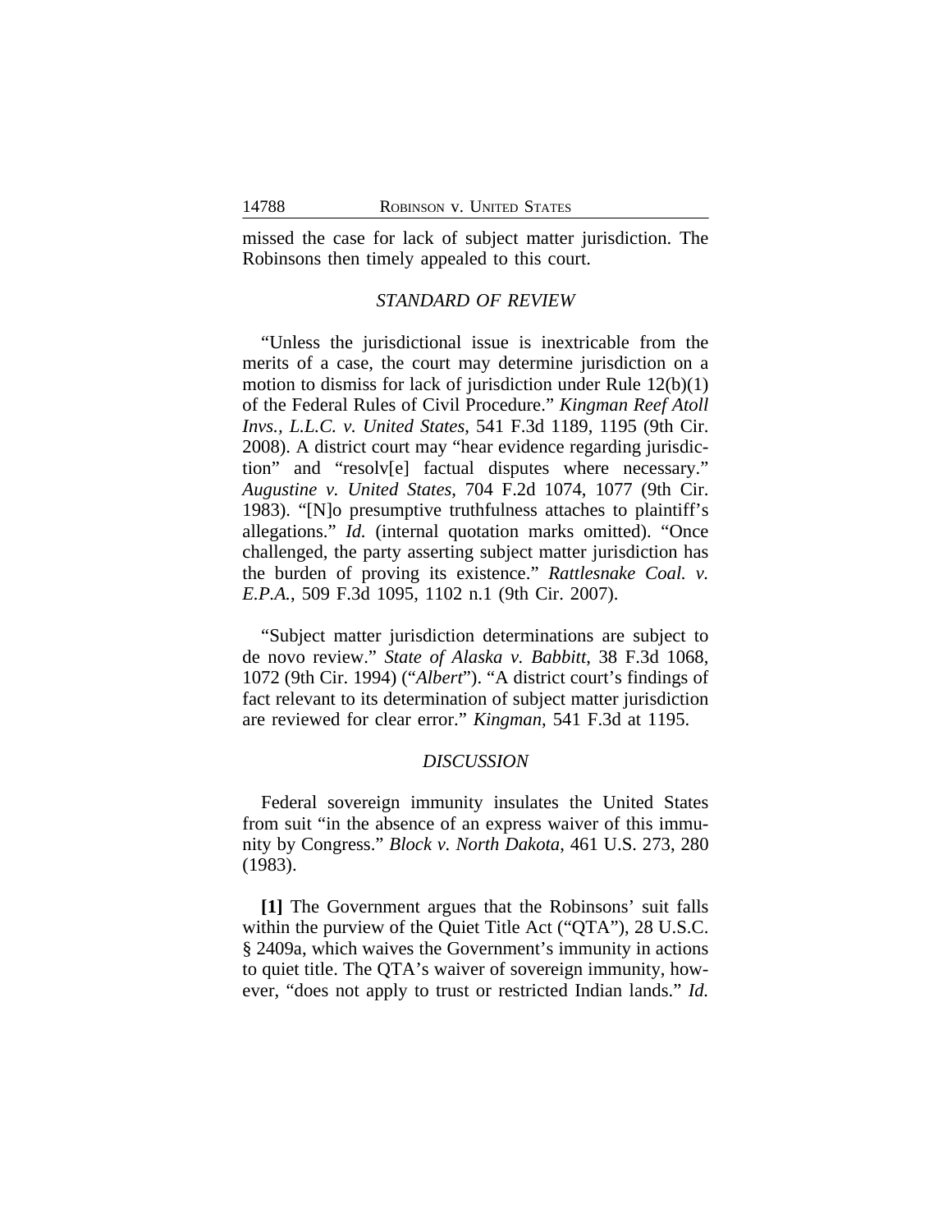missed the case for lack of subject matter jurisdiction. The Robinsons then timely appealed to this court.

### *STANDARD OF REVIEW*

"Unless the jurisdictional issue is inextricable from the merits of a case, the court may determine jurisdiction on a motion to dismiss for lack of jurisdiction under Rule 12(b)(1) of the Federal Rules of Civil Procedure." *Kingman Reef Atoll Invs., L.L.C. v. United States*, 541 F.3d 1189, 1195 (9th Cir. 2008). A district court may "hear evidence regarding jurisdiction" and "resolv[e] factual disputes where necessary." *Augustine v. United States*, 704 F.2d 1074, 1077 (9th Cir. 1983). "[N]o presumptive truthfulness attaches to plaintiff's allegations." *Id.* (internal quotation marks omitted). "Once challenged, the party asserting subject matter jurisdiction has the burden of proving its existence." *Rattlesnake Coal. v. E.P.A.*, 509 F.3d 1095, 1102 n.1 (9th Cir. 2007).

"Subject matter jurisdiction determinations are subject to de novo review." *State of Alaska v. Babbitt*, 38 F.3d 1068, 1072 (9th Cir. 1994) ("*Albert*"). "A district court's findings of fact relevant to its determination of subject matter jurisdiction are reviewed for clear error." *Kingman*, 541 F.3d at 1195.

### *DISCUSSION*

Federal sovereign immunity insulates the United States from suit "in the absence of an express waiver of this immunity by Congress." *Block v. North Dakota*, 461 U.S. 273, 280 (1983).

**[1]** The Government argues that the Robinsons' suit falls within the purview of the Quiet Title Act ("QTA"), 28 U.S.C. § 2409a, which waives the Government's immunity in actions to quiet title. The QTA's waiver of sovereign immunity, however, "does not apply to trust or restricted Indian lands." *Id.*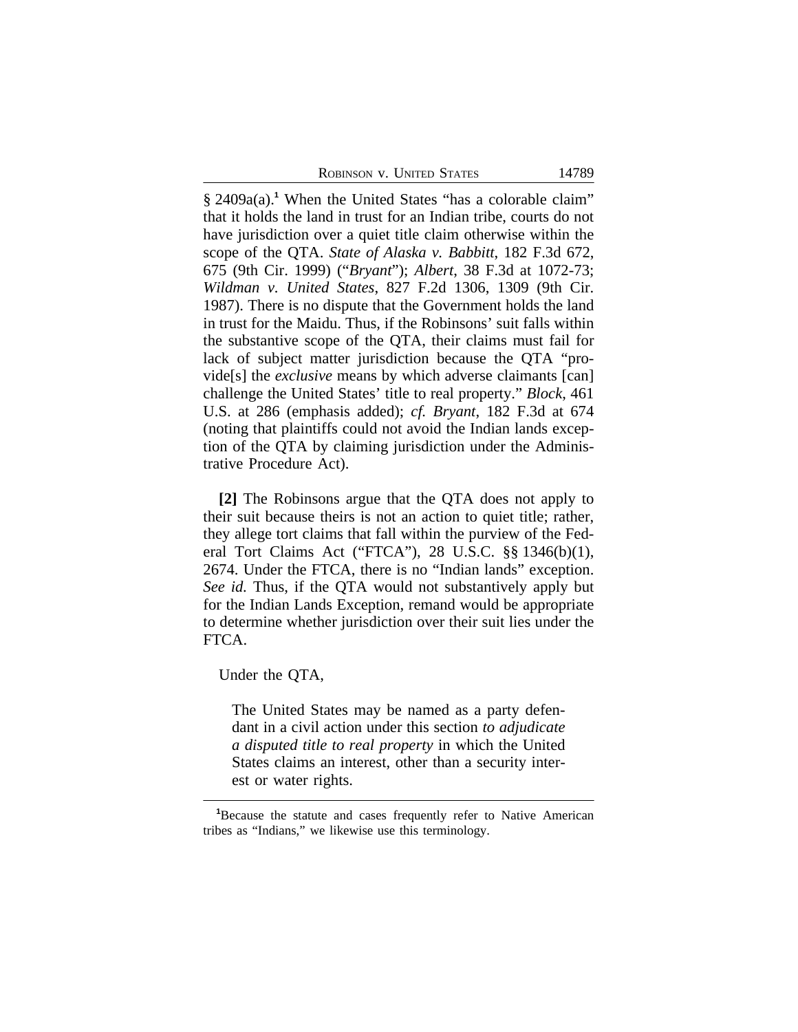§ 2409a(a).[1] When the United States "has a colorable claim" that it holds the land in trust for an Indian tribe, courts do not have jurisdiction over a quiet title claim otherwise within the scope of the QTA. *State of Alaska v. Babbitt*, 182 F.3d 672, 675 (9th Cir. 1999) ("*Bryant*"); *Albert*, 38 F.3d at 1072-73; *Wildman v. United States*, 827 F.2d 1306, 1309 (9th Cir. 1987). There is no dispute that the Government holds the land in trust for the Maidu. Thus, if the Robinsons' suit falls within the substantive scope of the QTA, their claims must fail for lack of subject matter jurisdiction because the QTA "provide[s] the *exclusive* means by which adverse claimants [can] challenge the United States' title to real property." *Block*, 461 U.S. at 286 (emphasis added); *cf. Bryant*, 182 F.3d at 674 (noting that plaintiffs could not avoid the Indian lands exception of the QTA by claiming jurisdiction under the Administrative Procedure Act).

**[2]** The Robinsons argue that the QTA does not apply to their suit because theirs is not an action to quiet title; rather, they allege tort claims that fall within the purview of the Federal Tort Claims Act ("FTCA"), 28 U.S.C. §§ 1346(b)(1), 2674. Under the FTCA, there is no "Indian lands" exception. *See id.* Thus, if the QTA would not substantively apply but for the Indian Lands Exception, remand would be appropriate to determine whether jurisdiction over their suit lies under the FTCA.

Under the QTA,

> The United States may be named as a party defendant in a civil action under this section *to adjudicate a disputed title to real property* in which the United States claims an interest, other than a security interest or water rights.

[1] Because the statute and cases frequently refer to Native American tribes as "Indians," we likewise use this terminology.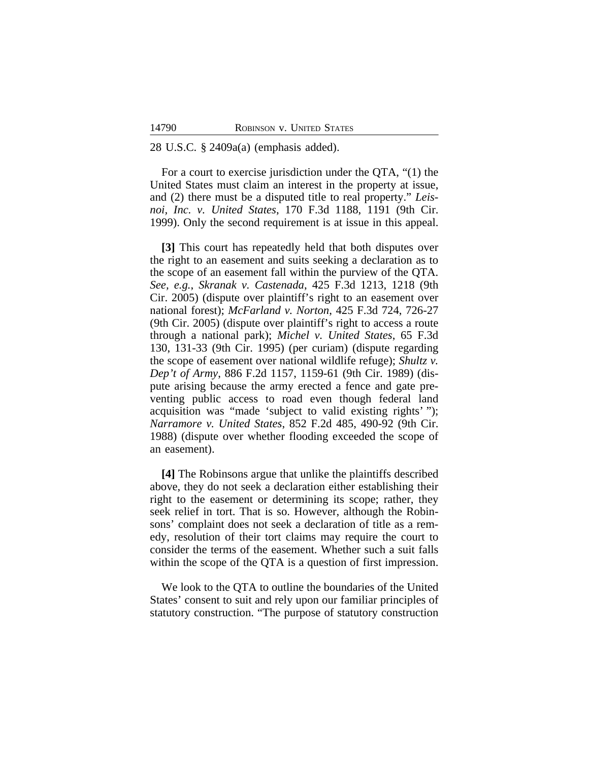28 U.S.C. § 2409a(a) (emphasis added).

For a court to exercise jurisdiction under the QTA, "(1) the United States must claim an interest in the property at issue, and (2) there must be a disputed title to real property." *Leisnoi, Inc. v. United States*, 170 F.3d 1188, 1191 (9th Cir. 1999). Only the second requirement is at issue in this appeal.

**[3]** This court has repeatedly held that both disputes over the right to an easement and suits seeking a declaration as to the scope of an easement fall within the purview of the QTA. *See, e.g.*, *Skranak v. Castenada*, 425 F.3d 1213, 1218 (9th Cir. 2005) (dispute over plaintiff's right to an easement over national forest); *McFarland v. Norton*, 425 F.3d 724, 726-27 (9th Cir. 2005) (dispute over plaintiff's right to access a route through a national park); *Michel v. United States*, 65 F.3d 130, 131-33 (9th Cir. 1995) (per curiam) (dispute regarding the scope of easement over national wildlife refuge); *Shultz v. Dep't of Army*, 886 F.2d 1157, 1159-61 (9th Cir. 1989) (dispute arising because the army erected a fence and gate preventing public access to road even though federal land acquisition was "made 'subject to valid existing rights' "); *Narramore v. United States*, 852 F.2d 485, 490-92 (9th Cir. 1988) (dispute over whether flooding exceeded the scope of an easement).

**[4]** The Robinsons argue that unlike the plaintiffs described above, they do not seek a declaration either establishing their right to the easement or determining its scope; rather, they seek relief in tort. That is so. However, although the Robinsons' complaint does not seek a declaration of title as a remedy, resolution of their tort claims may require the court to consider the terms of the easement. Whether such a suit falls within the scope of the QTA is a question of first impression.

We look to the QTA to outline the boundaries of the United States' consent to suit and rely upon our familiar principles of statutory construction. "The purpose of statutory construction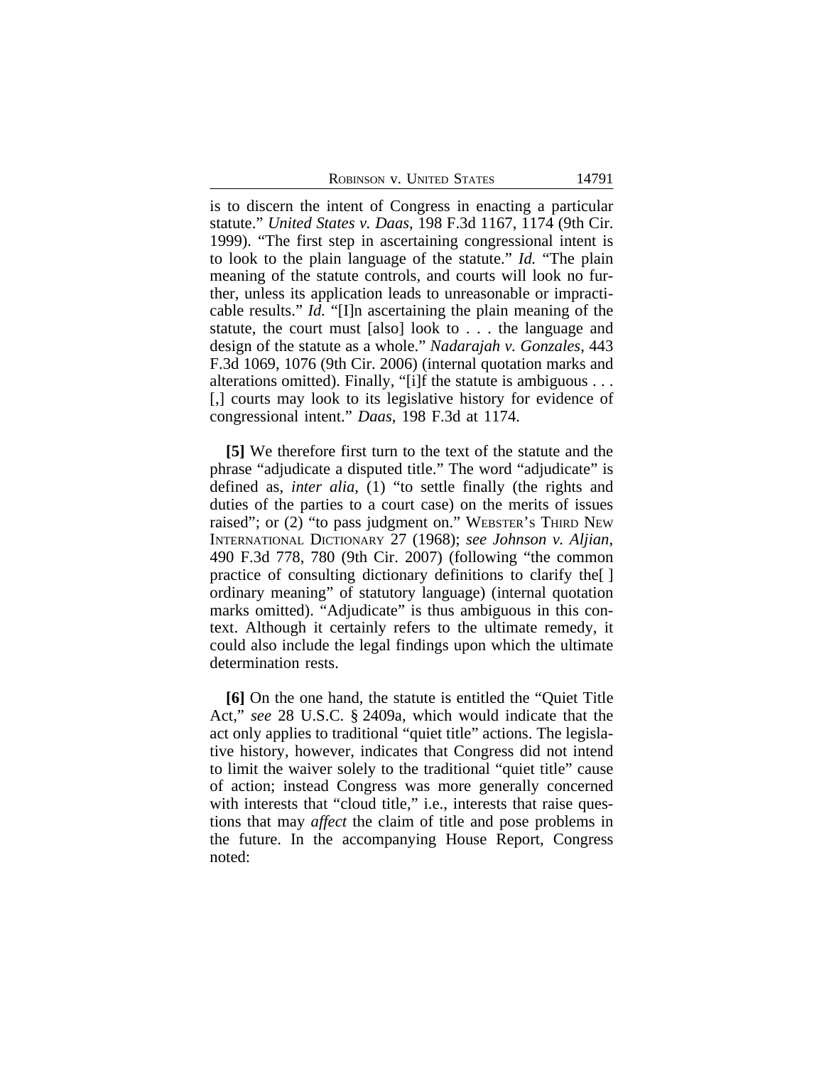is to discern the intent of Congress in enacting a particular statute." *United States v. Daas*, 198 F.3d 1167, 1174 (9th Cir. 1999). "The first step in ascertaining congressional intent is to look to the plain language of the statute." *Id.* "The plain meaning of the statute controls, and courts will look no further, unless its application leads to unreasonable or impracticable results." *Id.* "[I]n ascertaining the plain meaning of the statute, the court must [also] look to . . . the language and design of the statute as a whole." *Nadarajah v. Gonzales*, 443 F.3d 1069, 1076 (9th Cir. 2006) (internal quotation marks and alterations omitted). Finally, "[i]f the statute is ambiguous . . . [,] courts may look to its legislative history for evidence of congressional intent." *Daas*, 198 F.3d at 1174.

**[5]** We therefore first turn to the text of the statute and the phrase "adjudicate a disputed title." The word "adjudicate" is defined as, *inter alia*, (1) "to settle finally (the rights and duties of the parties to a court case) on the merits of issues raised"; or (2) "to pass judgment on." WEBSTER'S THIRD NEW INTERNATIONAL DICTIONARY 27 (1968); *see Johnson v. Aljian*, 490 F.3d 778, 780 (9th Cir. 2007) (following "the common practice of consulting dictionary definitions to clarify the[ ] ordinary meaning" of statutory language) (internal quotation marks omitted). "Adjudicate" is thus ambiguous in this context. Although it certainly refers to the ultimate remedy, it could also include the legal findings upon which the ultimate determination rests.

**[6]** On the one hand, the statute is entitled the "Quiet Title Act," *see* 28 U.S.C. § 2409a, which would indicate that the act only applies to traditional "quiet title" actions. The legislative history, however, indicates that Congress did not intend to limit the waiver solely to the traditional "quiet title" cause of action; instead Congress was more generally concerned with interests that "cloud title," i.e., interests that raise questions that may *affect* the claim of title and pose problems in the future. In the accompanying House Report, Congress noted: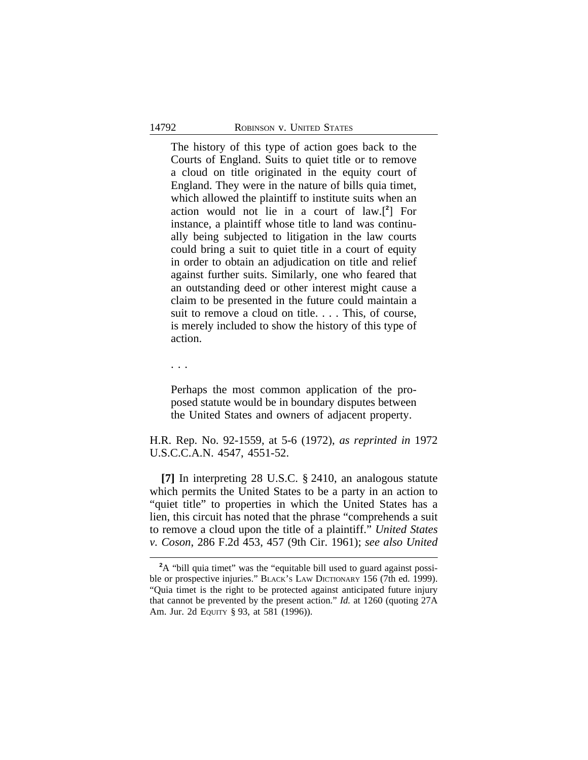> The history of this type of action goes back to the Courts of England. Suits to quiet title or to remove a cloud on title originated in the equity court of England. They were in the nature of bills quia timet, which allowed the plaintiff to institute suits when an action would not lie in a court of law.[2] For instance, a plaintiff whose title to land was continually being subjected to litigation in the law courts could bring a suit to quiet title in a court of equity in order to obtain an adjudication on title and relief against further suits. Similarly, one who feared that an outstanding deed or other interest might cause a claim to be presented in the future could maintain a suit to remove a cloud on title. . . . This, of course, is merely included to show the history of this type of action.
>
> . . .
>
> Perhaps the most common application of the proposed statute would be in boundary disputes between the United States and owners of adjacent property.

H.R. Rep. No. 92-1559, at 5-6 (1972), *as reprinted in* 1972 U.S.C.C.A.N. 4547, 4551-52.

**[7]** In interpreting 28 U.S.C. § 2410, an analogous statute which permits the United States to be a party in an action to "quiet title" to properties in which the United States has a lien, this circuit has noted that the phrase "comprehends a suit to remove a cloud upon the title of a plaintiff." *United States v. Coson*, 286 F.2d 453, 457 (9th Cir. 1961); *see also United*

[2] A "bill quia timet" was the "equitable bill used to guard against possible or prospective injuries." BLACK'S LAW DICTIONARY 156 (7th ed. 1999). "Quia timet is the right to be protected against anticipated future injury that cannot be prevented by the present action." *Id.* at 1260 (quoting 27A Am. Jur. 2d EQUITY § 93, at 581 (1996)).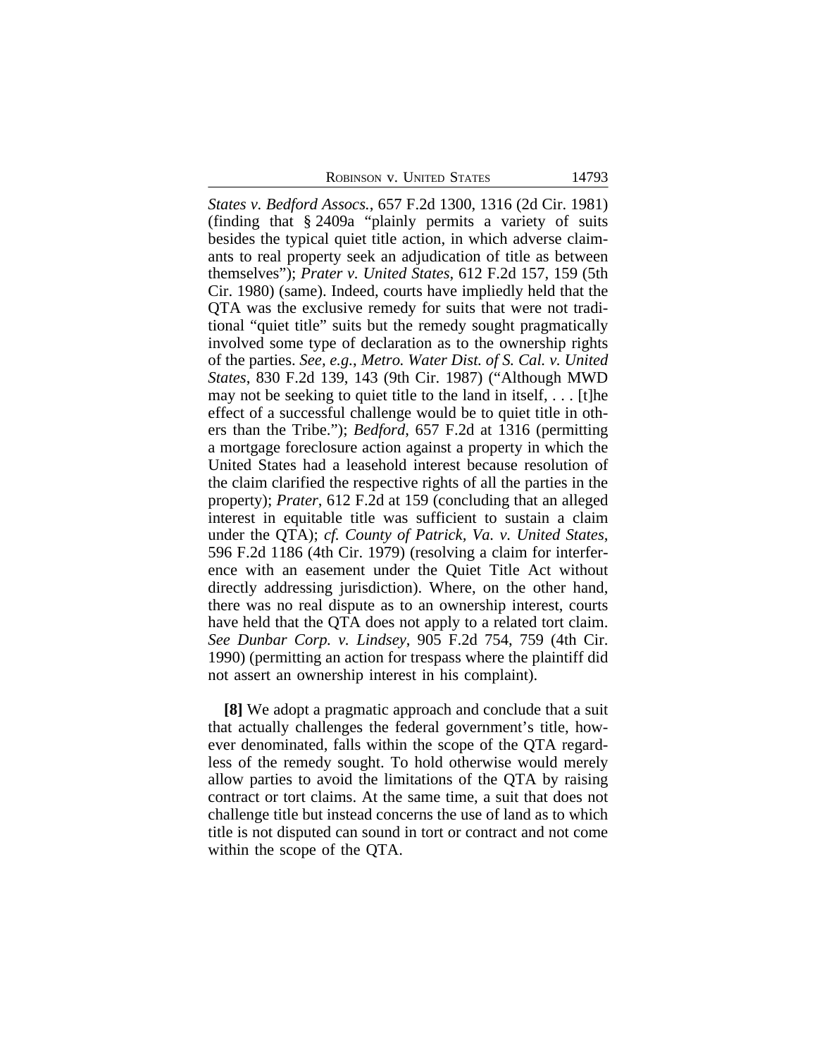*States v. Bedford Assocs.*, 657 F.2d 1300, 1316 (2d Cir. 1981) (finding that § 2409a "plainly permits a variety of suits besides the typical quiet title action, in which adverse claimants to real property seek an adjudication of title as between themselves"); *Prater v. United States*, 612 F.2d 157, 159 (5th Cir. 1980) (same). Indeed, courts have impliedly held that the QTA was the exclusive remedy for suits that were not traditional "quiet title" suits but the remedy sought pragmatically involved some type of declaration as to the ownership rights of the parties. *See, e.g.*, *Metro. Water Dist. of S. Cal. v. United States*, 830 F.2d 139, 143 (9th Cir. 1987) ("Although MWD may not be seeking to quiet title to the land in itself, . . . [t]he effect of a successful challenge would be to quiet title in others than the Tribe."); *Bedford*, 657 F.2d at 1316 (permitting a mortgage foreclosure action against a property in which the United States had a leasehold interest because resolution of the claim clarified the respective rights of all the parties in the property); *Prater*, 612 F.2d at 159 (concluding that an alleged interest in equitable title was sufficient to sustain a claim under the QTA); *cf. County of Patrick, Va. v. United States*, 596 F.2d 1186 (4th Cir. 1979) (resolving a claim for interference with an easement under the Quiet Title Act without directly addressing jurisdiction). Where, on the other hand, there was no real dispute as to an ownership interest, courts have held that the QTA does not apply to a related tort claim. *See Dunbar Corp. v. Lindsey*, 905 F.2d 754, 759 (4th Cir. 1990) (permitting an action for trespass where the plaintiff did not assert an ownership interest in his complaint).

**[8]** We adopt a pragmatic approach and conclude that a suit that actually challenges the federal government's title, however denominated, falls within the scope of the QTA regardless of the remedy sought. To hold otherwise would merely allow parties to avoid the limitations of the QTA by raising contract or tort claims. At the same time, a suit that does not challenge title but instead concerns the use of land as to which title is not disputed can sound in tort or contract and not come within the scope of the QTA.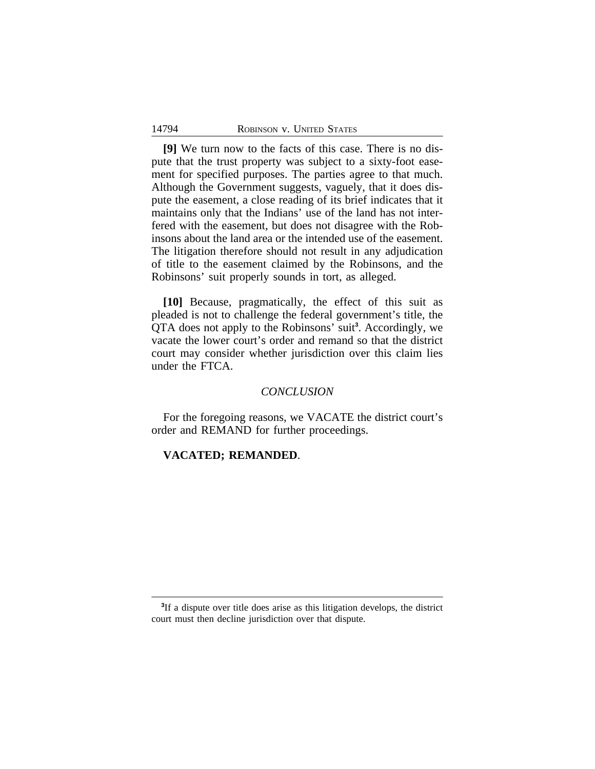**[9]** We turn now to the facts of this case. There is no dispute that the trust property was subject to a sixty-foot easement for specified purposes. The parties agree to that much. Although the Government suggests, vaguely, that it does dispute the easement, a close reading of its brief indicates that it maintains only that the Indians' use of the land has not interfered with the easement, but does not disagree with the Robinsons about the land area or the intended use of the easement. The litigation therefore should not result in any adjudication of title to the easement claimed by the Robinsons, and the Robinsons' suit properly sounds in tort, as alleged.

**[10]** Because, pragmatically, the effect of this suit as pleaded is not to challenge the federal government's title, the QTA does not apply to the Robinsons' suit[3]. Accordingly, we vacate the lower court's order and remand so that the district court may consider whether jurisdiction over this claim lies under the FTCA.

*CONCLUSION*

For the foregoing reasons, we VACATE the district court's order and REMAND for further proceedings.

**VACATED; REMANDED**.

---

[3] If a dispute over title does arise as this litigation develops, the district court must then decline jurisdiction over that dispute.